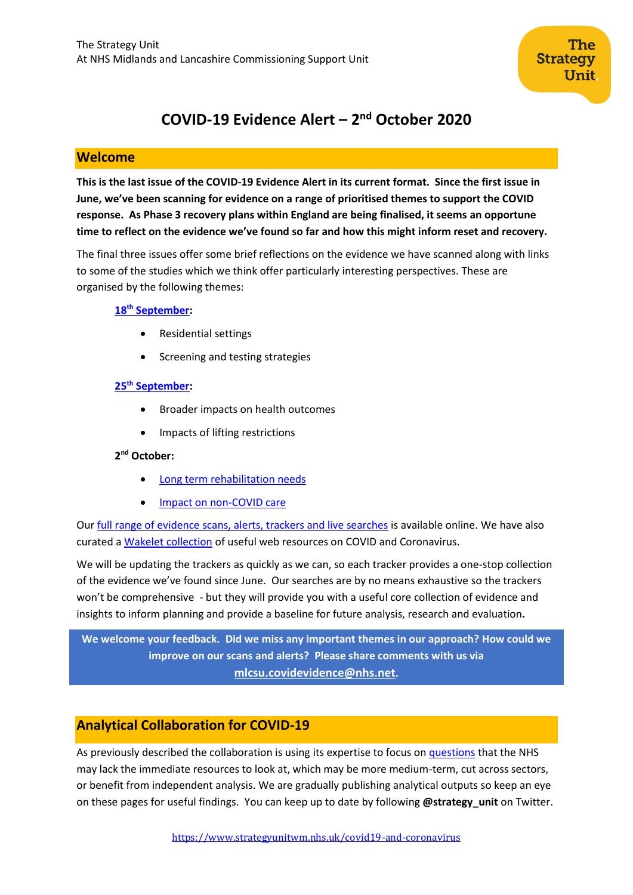The Strategy Unit
At NHS Midlands and Lancashire Commissioning Support Unit

The Strategy Unit.

# COVID-19 Evidence Alert – 2nd October 2020

## Welcome

**This is the last issue of the COVID-19 Evidence Alert in its current format. Since the first issue in June, we've been scanning for evidence on a range of prioritised themes to support the COVID response. As Phase 3 recovery plans within England are being finalised, it seems an opportune time to reflect on the evidence we've found so far and how this might inform reset and recovery.**

The final three issues offer some brief reflections on the evidence we have scanned along with links to some of the studies which we think offer particularly interesting perspectives. These are organised by the following themes:

**18th September:**

- Residential settings
- Screening and testing strategies

**25th September:**

- Broader impacts on health outcomes
- Impacts of lifting restrictions

**2nd October:**

- Long term rehabilitation needs
- Impact on non-COVID care

Our full range of evidence scans, alerts, trackers and live searches is available online. We have also curated a Wakelet collection of useful web resources on COVID and Coronavirus.

We will be updating the trackers as quickly as we can, so each tracker provides a one-stop collection of the evidence we've found since June. Our searches are by no means exhaustive so the trackers won't be comprehensive - but they will provide you with a useful core collection of evidence and insights to inform planning and provide a baseline for future analysis, research and evaluation**.**

**We welcome your feedback. Did we miss any important themes in our approach? How could we improve on our scans and alerts? Please share comments with us via mlcsu.covidevidence@nhs.net.**

## Analytical Collaboration for COVID-19

As previously described the collaboration is using its expertise to focus on questions that the NHS may lack the immediate resources to look at, which may be more medium-term, cut across sectors, or benefit from independent analysis. We are gradually publishing analytical outputs so keep an eye on these pages for useful findings. You can keep up to date by following **@strategy_unit** on Twitter.

https://www.strategyunitwm.nhs.uk/covid19-and-coronavirus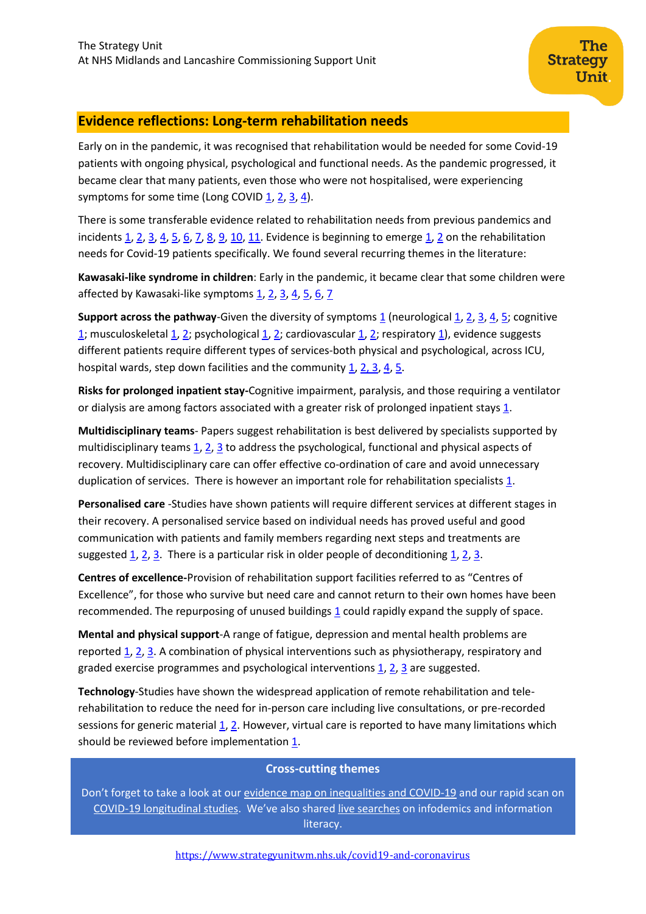## Evidence reflections: Long-term rehabilitation needs

Early on in the pandemic, it was recognised that rehabilitation would be needed for some Covid-19 patients with ongoing physical, psychological and functional needs. As the pandemic progressed, it became clear that many patients, even those who were not hospitalised, were experiencing symptoms for some time (Long COVID 1, 2, 3, 4).

There is some transferable evidence related to rehabilitation needs from previous pandemics and incidents 1, 2, 3, 4, 5, 6, 7, 8, 9, 10, 11. Evidence is beginning to emerge 1, 2 on the rehabilitation needs for Covid-19 patients specifically. We found several recurring themes in the literature:

**Kawasaki-like syndrome in children**: Early in the pandemic, it became clear that some children were affected by Kawasaki-like symptoms 1, 2, 3, 4, 5, 6, 7

**Support across the pathway**-Given the diversity of symptoms 1 (neurological 1, 2, 3, 4, 5; cognitive 1; musculoskeletal 1, 2; psychological 1, 2; cardiovascular 1, 2; respiratory 1), evidence suggests different patients require different types of services-both physical and psychological, across ICU, hospital wards, step down facilities and the community 1, 2, 3, 4, 5.

**Risks for prolonged inpatient stay-**Cognitive impairment, paralysis, and those requiring a ventilator or dialysis are among factors associated with a greater risk of prolonged inpatient stays 1.

**Multidisciplinary teams**- Papers suggest rehabilitation is best delivered by specialists supported by multidisciplinary teams 1, 2, 3 to address the psychological, functional and physical aspects of recovery. Multidisciplinary care can offer effective co-ordination of care and avoid unnecessary duplication of services. There is however an important role for rehabilitation specialists 1.

**Personalised care** -Studies have shown patients will require different services at different stages in their recovery. A personalised service based on individual needs has proved useful and good communication with patients and family members regarding next steps and treatments are suggested 1, 2, 3. There is a particular risk in older people of deconditioning 1, 2, 3.

**Centres of excellence-**Provision of rehabilitation support facilities referred to as "Centres of Excellence", for those who survive but need care and cannot return to their own homes have been recommended. The repurposing of unused buildings 1 could rapidly expand the supply of space.

**Mental and physical support**-A range of fatigue, depression and mental health problems are reported 1, 2, 3. A combination of physical interventions such as physiotherapy, respiratory and graded exercise programmes and psychological interventions 1, 2, 3 are suggested.

**Technology**-Studies have shown the widespread application of remote rehabilitation and tele-rehabilitation to reduce the need for in-person care including live consultations, or pre-recorded sessions for generic material 1, 2. However, virtual care is reported to have many limitations which should be reviewed before implementation 1.

**Cross-cutting themes**

Don't forget to take a look at our evidence map on inequalities and COVID-19 and our rapid scan on COVID-19 longitudinal studies. We've also shared live searches on infodemics and information literacy.

https://www.strategyunitwm.nhs.uk/covid19-and-coronavirus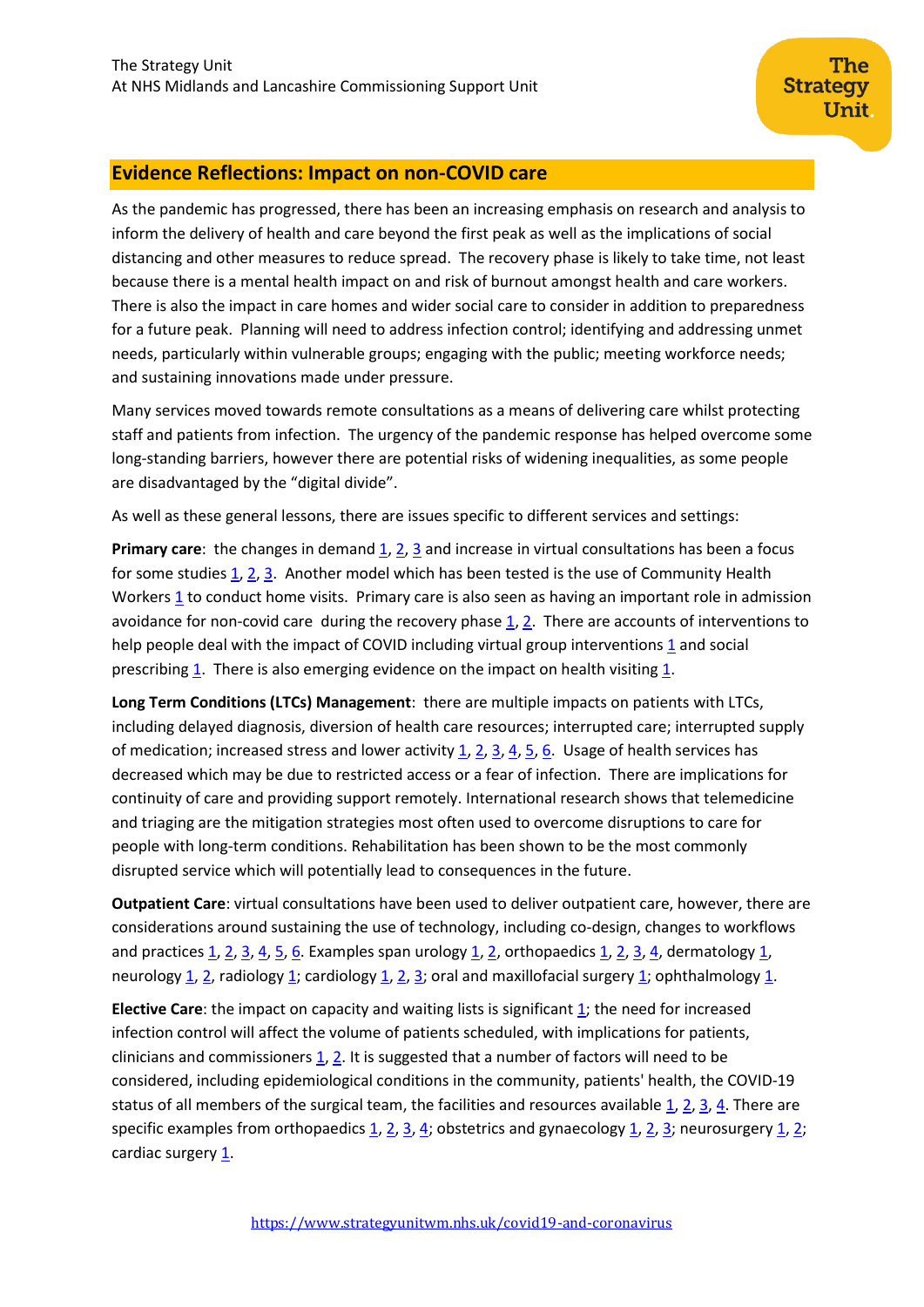## Evidence Reflections: Impact on non-COVID care

As the pandemic has progressed, there has been an increasing emphasis on research and analysis to inform the delivery of health and care beyond the first peak as well as the implications of social distancing and other measures to reduce spread. The recovery phase is likely to take time, not least because there is a mental health impact on and risk of burnout amongst health and care workers. There is also the impact in care homes and wider social care to consider in addition to preparedness for a future peak. Planning will need to address infection control; identifying and addressing unmet needs, particularly within vulnerable groups; engaging with the public; meeting workforce needs; and sustaining innovations made under pressure.

Many services moved towards remote consultations as a means of delivering care whilst protecting staff and patients from infection. The urgency of the pandemic response has helped overcome some long-standing barriers, however there are potential risks of widening inequalities, as some people are disadvantaged by the "digital divide".

As well as these general lessons, there are issues specific to different services and settings:

**Primary care**: the changes in demand 1, 2, 3 and increase in virtual consultations has been a focus for some studies 1, 2, 3. Another model which has been tested is the use of Community Health Workers 1 to conduct home visits. Primary care is also seen as having an important role in admission avoidance for non-covid care during the recovery phase 1, 2. There are accounts of interventions to help people deal with the impact of COVID including virtual group interventions 1 and social prescribing 1. There is also emerging evidence on the impact on health visiting 1.

**Long Term Conditions (LTCs) Management**: there are multiple impacts on patients with LTCs, including delayed diagnosis, diversion of health care resources; interrupted care; interrupted supply of medication; increased stress and lower activity 1, 2, 3, 4, 5, 6. Usage of health services has decreased which may be due to restricted access or a fear of infection. There are implications for continuity of care and providing support remotely. International research shows that telemedicine and triaging are the mitigation strategies most often used to overcome disruptions to care for people with long-term conditions. Rehabilitation has been shown to be the most commonly disrupted service which will potentially lead to consequences in the future.

**Outpatient Care**: virtual consultations have been used to deliver outpatient care, however, there are considerations around sustaining the use of technology, including co-design, changes to workflows and practices 1, 2, 3, 4, 5, 6. Examples span urology 1, 2, orthopaedics 1, 2, 3, 4, dermatology 1, neurology 1, 2, radiology 1; cardiology 1, 2, 3; oral and maxillofacial surgery 1; ophthalmology 1.

**Elective Care**: the impact on capacity and waiting lists is significant 1; the need for increased infection control will affect the volume of patients scheduled, with implications for patients, clinicians and commissioners 1, 2. It is suggested that a number of factors will need to be considered, including epidemiological conditions in the community, patients' health, the COVID-19 status of all members of the surgical team, the facilities and resources available 1, 2, 3, 4. There are specific examples from orthopaedics 1, 2, 3, 4; obstetrics and gynaecology 1, 2, 3; neurosurgery 1, 2; cardiac surgery 1.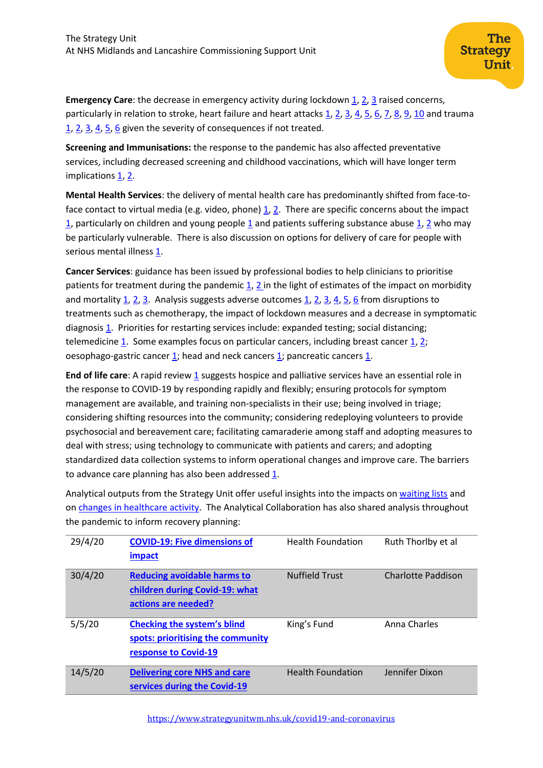**Emergency Care**: the decrease in emergency activity during lockdown 1, 2, 3 raised concerns, particularly in relation to stroke, heart failure and heart attacks 1, 2, 3, 4, 5, 6, 7, 8, 9, 10 and trauma 1, 2, 3, 4, 5, 6 given the severity of consequences if not treated.

**Screening and Immunisations:** the response to the pandemic has also affected preventative services, including decreased screening and childhood vaccinations, which will have longer term implications 1, 2.

**Mental Health Services**: the delivery of mental health care has predominantly shifted from face-to-face contact to virtual media (e.g. video, phone) 1, 2. There are specific concerns about the impact 1, particularly on children and young people 1 and patients suffering substance abuse 1, 2 who may be particularly vulnerable. There is also discussion on options for delivery of care for people with serious mental illness 1.

**Cancer Services**: guidance has been issued by professional bodies to help clinicians to prioritise patients for treatment during the pandemic 1, 2 in the light of estimates of the impact on morbidity and mortality 1, 2, 3. Analysis suggests adverse outcomes 1, 2, 3, 4, 5, 6 from disruptions to treatments such as chemotherapy, the impact of lockdown measures and a decrease in symptomatic diagnosis 1. Priorities for restarting services include: expanded testing; social distancing; telemedicine 1. Some examples focus on particular cancers, including breast cancer 1, 2; oesophago-gastric cancer 1; head and neck cancers 1; pancreatic cancers 1.

**End of life care**: A rapid review 1 suggests hospice and palliative services have an essential role in the response to COVID-19 by responding rapidly and flexibly; ensuring protocols for symptom management are available, and training non-specialists in their use; being involved in triage; considering shifting resources into the community; considering redeploying volunteers to provide psychosocial and bereavement care; facilitating camaraderie among staff and adopting measures to deal with stress; using technology to communicate with patients and carers; and adopting standardized data collection systems to inform operational changes and improve care. The barriers to advance care planning has also been addressed 1.

Analytical outputs from the Strategy Unit offer useful insights into the impacts on waiting lists and on changes in healthcare activity. The Analytical Collaboration has also shared analysis throughout the pandemic to inform recovery planning:

| | | | |
|---|---|---|---|
| 29/4/20 | **COVID-19: Five dimensions of impact** | Health Foundation | Ruth Thorlby et al |
| 30/4/20 | **Reducing avoidable harms to children during Covid-19: what actions are needed?** | Nuffield Trust | Charlotte Paddison |
| 5/5/20 | **Checking the system's blind spots: prioritising the community response to Covid-19** | King's Fund | Anna Charles |
| 14/5/20 | **Delivering core NHS and care services during the Covid-19** | Health Foundation | Jennifer Dixon |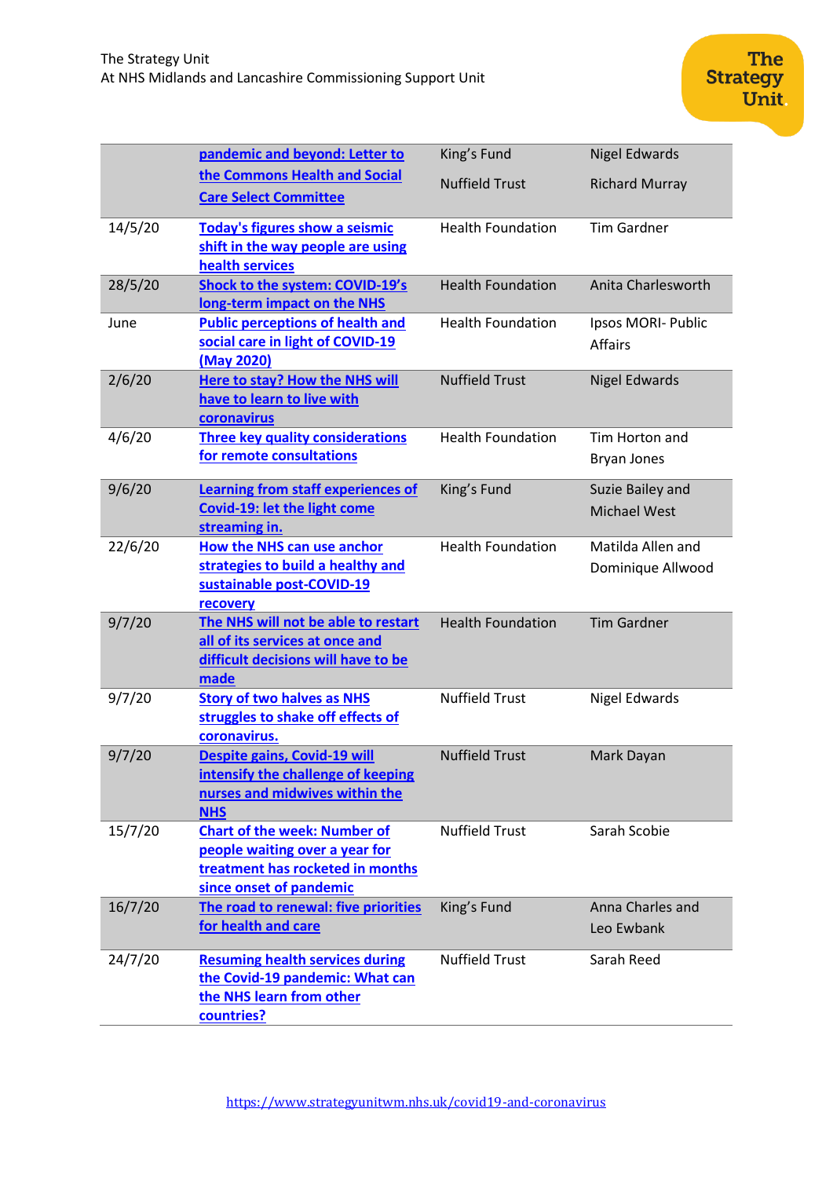| | | | |
|---|---|---|---|
| | pandemic and beyond: Letter to the Commons Health and Social Care Select Committee | King's Fund<br>Nuffield Trust | Nigel Edwards<br>Richard Murray |
| 14/5/20 | Today's figures show a seismic shift in the way people are using health services | Health Foundation | Tim Gardner |
| 28/5/20 | Shock to the system: COVID-19's long-term impact on the NHS | Health Foundation | Anita Charlesworth |
| June | Public perceptions of health and social care in light of COVID-19 (May 2020) | Health Foundation | Ipsos MORI- Public Affairs |
| 2/6/20 | Here to stay? How the NHS will have to learn to live with coronavirus | Nuffield Trust | Nigel Edwards |
| 4/6/20 | Three key quality considerations for remote consultations | Health Foundation | Tim Horton and Bryan Jones |
| 9/6/20 | Learning from staff experiences of Covid-19: let the light come streaming in. | King's Fund | Suzie Bailey and Michael West |
| 22/6/20 | How the NHS can use anchor strategies to build a healthy and sustainable post-COVID-19 recovery | Health Foundation | Matilda Allen and Dominique Allwood |
| 9/7/20 | The NHS will not be able to restart all of its services at once and difficult decisions will have to be made | Health Foundation | Tim Gardner |
| 9/7/20 | Story of two halves as NHS struggles to shake off effects of coronavirus. | Nuffield Trust | Nigel Edwards |
| 9/7/20 | Despite gains, Covid-19 will intensify the challenge of keeping nurses and midwives within the NHS | Nuffield Trust | Mark Dayan |
| 15/7/20 | Chart of the week: Number of people waiting over a year for treatment has rocketed in months since onset of pandemic | Nuffield Trust | Sarah Scobie |
| 16/7/20 | The road to renewal: five priorities for health and care | King's Fund | Anna Charles and Leo Ewbank |
| 24/7/20 | Resuming health services during the Covid-19 pandemic: What can the NHS learn from other countries? | Nuffield Trust | Sarah Reed |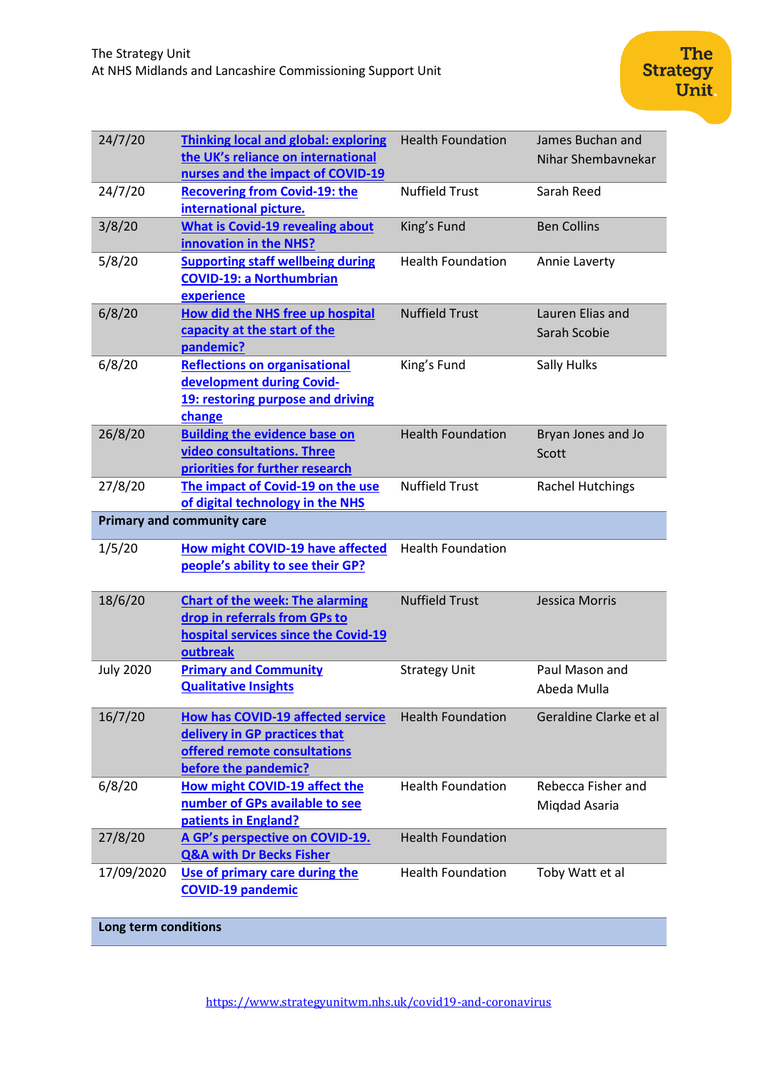| | | | |
|---|---|---|---|
| 24/7/20 | **Thinking local and global: exploring the UK's reliance on international nurses and the impact of COVID-19** | Health Foundation | James Buchan and Nihar Shembavnekar |
| 24/7/20 | **Recovering from Covid-19: the international picture.** | Nuffield Trust | Sarah Reed |
| 3/8/20 | **What is Covid-19 revealing about innovation in the NHS?** | King's Fund | Ben Collins |
| 5/8/20 | **Supporting staff wellbeing during COVID-19: a Northumbrian experience** | Health Foundation | Annie Laverty |
| 6/8/20 | **How did the NHS free up hospital capacity at the start of the pandemic?** | Nuffield Trust | Lauren Elias and Sarah Scobie |
| 6/8/20 | **Reflections on organisational development during Covid-19: restoring purpose and driving change** | King's Fund | Sally Hulks |
| 26/8/20 | **Building the evidence base on video consultations. Three priorities for further research** | Health Foundation | Bryan Jones and Jo Scott |
| 27/8/20 | **The impact of Covid-19 on the use of digital technology in the NHS** | Nuffield Trust | Rachel Hutchings |
| **Primary and community care** | | | |
| 1/5/20 | **How might COVID-19 have affected people's ability to see their GP?** | Health Foundation | |
| 18/6/20 | **Chart of the week: The alarming drop in referrals from GPs to hospital services since the Covid-19 outbreak** | Nuffield Trust | Jessica Morris |
| July 2020 | **Primary and Community Qualitative Insights** | Strategy Unit | Paul Mason and Abeda Mulla |
| 16/7/20 | **How has COVID-19 affected service delivery in GP practices that offered remote consultations before the pandemic?** | Health Foundation | Geraldine Clarke et al |
| 6/8/20 | **How might COVID-19 affect the number of GPs available to see patients in England?** | Health Foundation | Rebecca Fisher and Miqdad Asaria |
| 27/8/20 | **A GP's perspective on COVID-19. Q&A with Dr Becks Fisher** | Health Foundation | |
| 17/09/2020 | **Use of primary care during the COVID-19 pandemic** | Health Foundation | Toby Watt et al |
| **Long term conditions** | | | |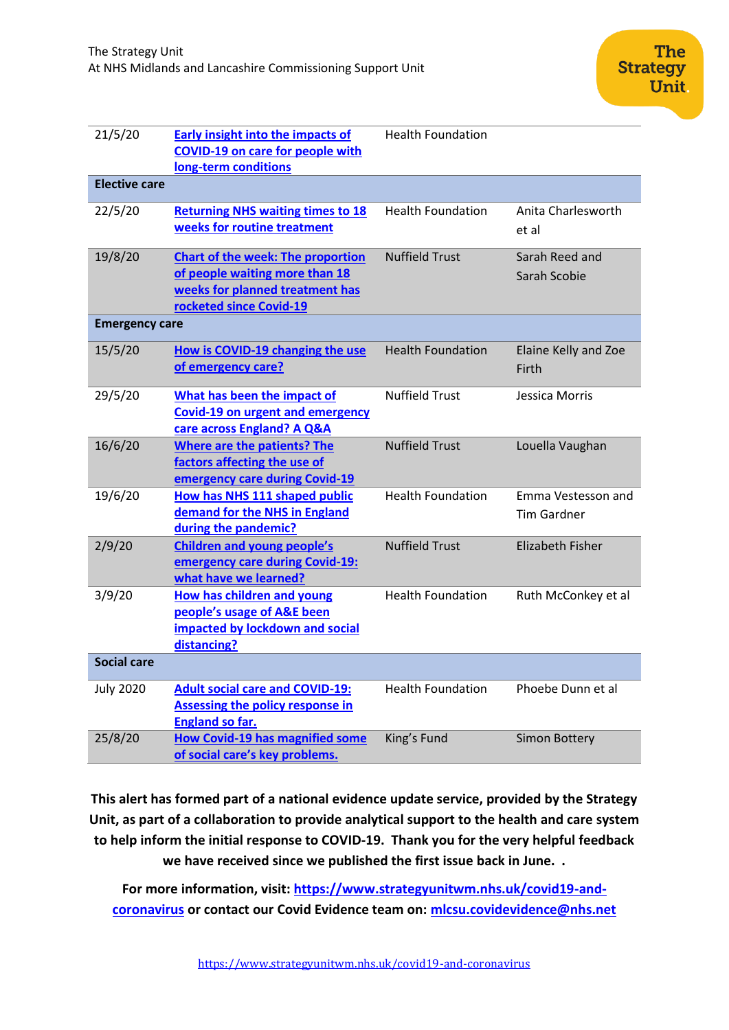| | | | |
|---|---|---|---|
| 21/5/20 | **Early insight into the impacts of COVID-19 on care for people with long-term conditions** | Health Foundation | |
| **Elective care** | | | |
| 22/5/20 | **Returning NHS waiting times to 18 weeks for routine treatment** | Health Foundation | Anita Charlesworth et al |
| 19/8/20 | **Chart of the week: The proportion of people waiting more than 18 weeks for planned treatment has rocketed since Covid-19** | Nuffield Trust | Sarah Reed and Sarah Scobie |
| **Emergency care** | | | |
| 15/5/20 | **How is COVID-19 changing the use of emergency care?** | Health Foundation | Elaine Kelly and Zoe Firth |
| 29/5/20 | **What has been the impact of Covid-19 on urgent and emergency care across England? A Q&A** | Nuffield Trust | Jessica Morris |
| 16/6/20 | **Where are the patients? The factors affecting the use of emergency care during Covid-19** | Nuffield Trust | Louella Vaughan |
| 19/6/20 | **How has NHS 111 shaped public demand for the NHS in England during the pandemic?** | Health Foundation | Emma Vestesson and Tim Gardner |
| 2/9/20 | **Children and young people's emergency care during Covid-19: what have we learned?** | Nuffield Trust | Elizabeth Fisher |
| 3/9/20 | **How has children and young people's usage of A&E been impacted by lockdown and social distancing?** | Health Foundation | Ruth McConkey et al |
| **Social care** | | | |
| July 2020 | **Adult social care and COVID-19: Assessing the policy response in England so far.** | Health Foundation | Phoebe Dunn et al |
| 25/8/20 | **How Covid-19 has magnified some of social care's key problems.** | King's Fund | Simon Bottery |

**This alert has formed part of a national evidence update service, provided by the Strategy Unit, as part of a collaboration to provide analytical support to the health and care system to help inform the initial response to COVID-19. Thank you for the very helpful feedback we have received since we published the first issue back in June. .**

**For more information, visit: https://www.strategyunitwm.nhs.uk/covid19-and-coronavirus or contact our Covid Evidence team on: mlcsu.covidevidence@nhs.net**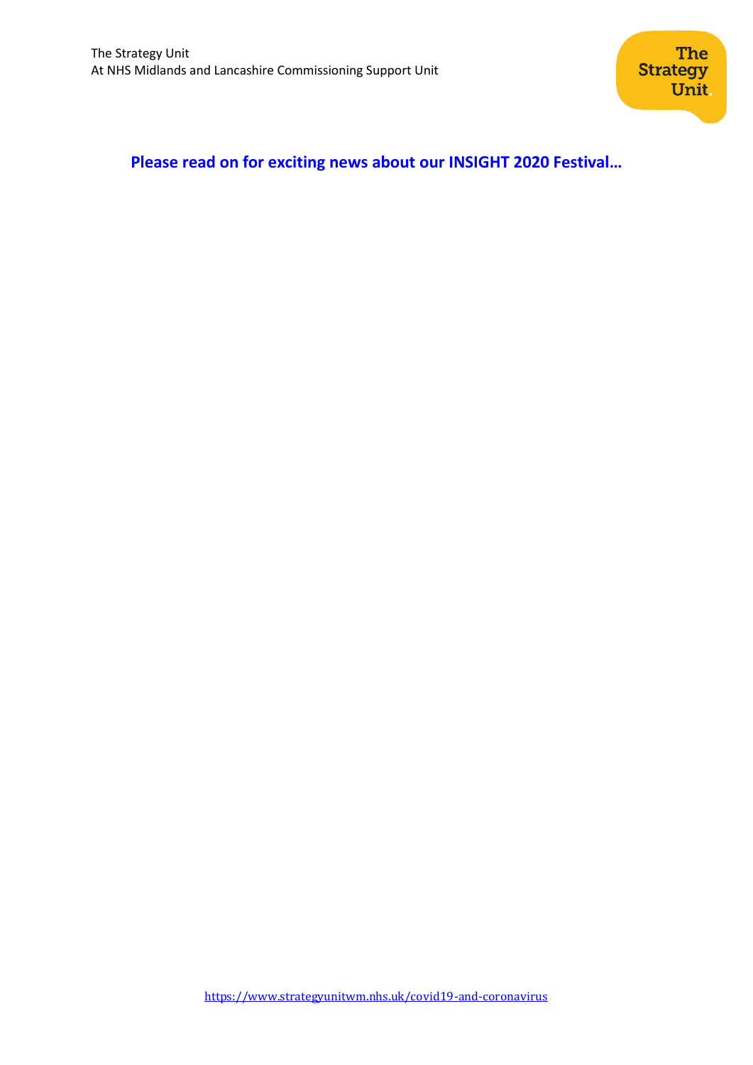**Please read on for exciting news about our INSIGHT 2020 Festival…**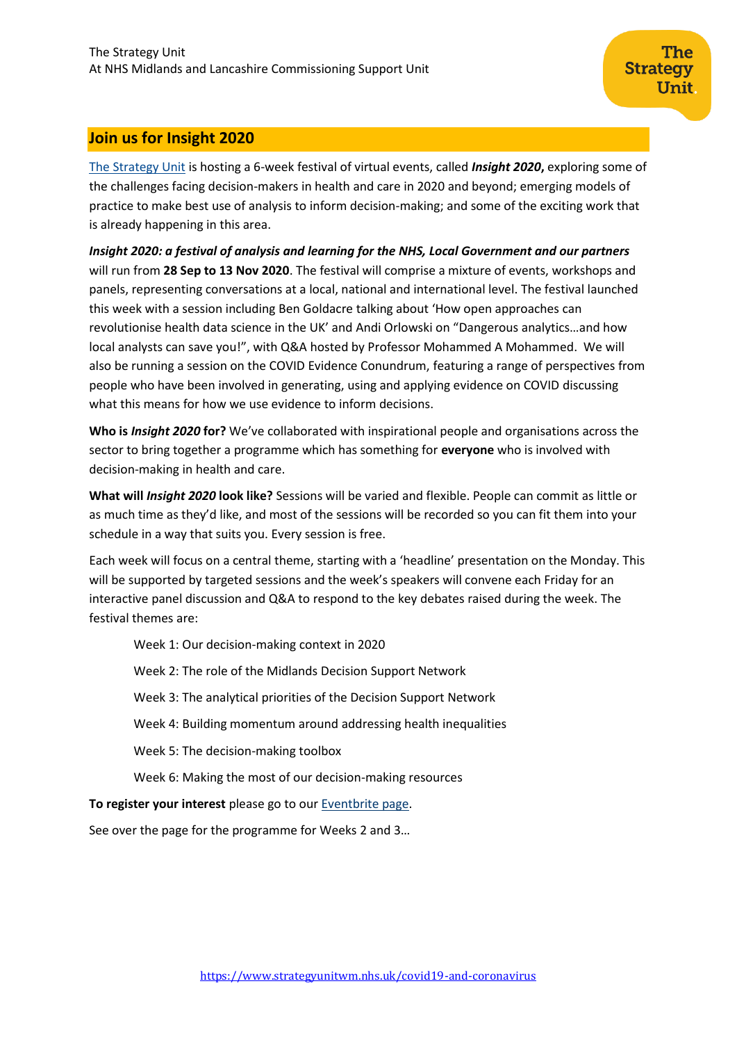The Strategy Unit
At NHS Midlands and Lancashire Commissioning Support Unit

## Join us for Insight 2020

The Strategy Unit is hosting a 6-week festival of virtual events, called ***Insight 2020*,** exploring some of the challenges facing decision-makers in health and care in 2020 and beyond; emerging models of practice to make best use of analysis to inform decision-making; and some of the exciting work that is already happening in this area.

***Insight 2020: a festival of analysis and learning for the NHS, Local Government and our partners*** will run from **28 Sep to 13 Nov 2020**. The festival will comprise a mixture of events, workshops and panels, representing conversations at a local, national and international level. The festival launched this week with a session including Ben Goldacre talking about 'How open approaches can revolutionise health data science in the UK' and Andi Orlowski on "Dangerous analytics…and how local analysts can save you!", with Q&A hosted by Professor Mohammed A Mohammed. We will also be running a session on the COVID Evidence Conundrum, featuring a range of perspectives from people who have been involved in generating, using and applying evidence on COVID discussing what this means for how we use evidence to inform decisions.

**Who is *Insight 2020* for?** We've collaborated with inspirational people and organisations across the sector to bring together a programme which has something for **everyone** who is involved with decision-making in health and care.

**What will *Insight 2020* look like?** Sessions will be varied and flexible. People can commit as little or as much time as they'd like, and most of the sessions will be recorded so you can fit them into your schedule in a way that suits you. Every session is free.

Each week will focus on a central theme, starting with a 'headline' presentation on the Monday. This will be supported by targeted sessions and the week's speakers will convene each Friday for an interactive panel discussion and Q&A to respond to the key debates raised during the week. The festival themes are:

- Week 1: Our decision-making context in 2020
- Week 2: The role of the Midlands Decision Support Network
- Week 3: The analytical priorities of the Decision Support Network
- Week 4: Building momentum around addressing health inequalities
- Week 5: The decision-making toolbox
- Week 6: Making the most of our decision-making resources

**To register your interest** please go to our Eventbrite page.

See over the page for the programme for Weeks 2 and 3…

https://www.strategyunitwm.nhs.uk/covid19-and-coronavirus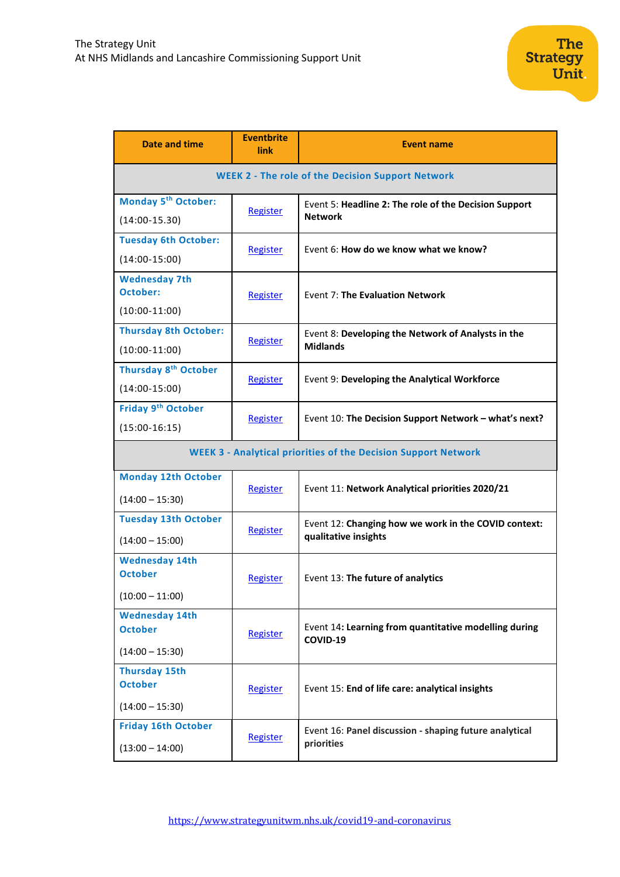The Strategy Unit
At NHS Midlands and Lancashire Commissioning Support Unit

| Date and time | Eventbrite link | Event name |
|---|---|---|
| **WEEK 2 - The role of the Decision Support Network** | | |
| **Monday 5th October:** (14:00-15.30) | Register | Event 5: **Headline 2: The role of the Decision Support Network** |
| **Tuesday 6th October:** (14:00-15:00) | Register | Event 6: **How do we know what we know?** |
| **Wednesday 7th October:** (10:00-11:00) | Register | Event 7: **The Evaluation Network** |
| **Thursday 8th October:** (10:00-11:00) | Register | Event 8: **Developing the Network of Analysts in the Midlands** |
| **Thursday 8th October** (14:00-15:00) | Register | Event 9: **Developing the Analytical Workforce** |
| **Friday 9th October** (15:00-16:15) | Register | Event 10: **The Decision Support Network – what's next?** |
| **WEEK 3 - Analytical priorities of the Decision Support Network** | | |
| **Monday 12th October** (14:00 – 15:30) | Register | Event 11: **Network Analytical priorities 2020/21** |
| **Tuesday 13th October** (14:00 – 15:00) | Register | Event 12: **Changing how we work in the COVID context: qualitative insights** |
| **Wednesday 14th October** (10:00 – 11:00) | Register | Event 13: **The future of analytics** |
| **Wednesday 14th October** (14:00 – 15:30) | Register | Event 14**: Learning from quantitative modelling during COVID-19** |
| **Thursday 15th October** (14:00 – 15:30) | Register | Event 15: **End of life care: analytical insights** |
| **Friday 16th October** (13:00 – 14:00) | Register | Event 16: **Panel discussion - shaping future analytical priorities** |

https://www.strategyunitwm.nhs.uk/covid19-and-coronavirus